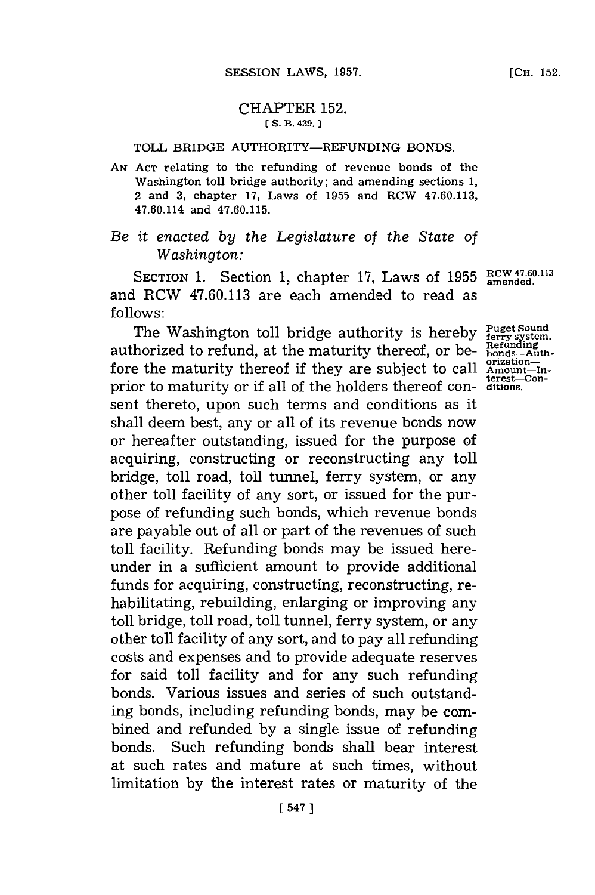# CHAPTER 152.

[S. B. 439.]

## TOLL BRIDGE AUTHORITY—REFUNDING BONDS.

AN ACT relating to the refunding of revenue bonds of the Washington toll bridge authority; and amending sections 1, 2 and 3, chapter 17, Laws of 1955 and RCW 47.60.113, 47.60.114 and 47.60.115.

*Be it enacted by the Legislature of the State of Washington:*

SECTION 1. Section 1, chapter 17, Laws of 1955 and RCW 47.60.113 are each amended to read as follows:

RCW 47.60.113 amended.

Puget Sound ferry system. Refunding bonds—Authorization—Amount—Interest—Conditions.

The Washington toll bridge authority is hereby authorized to refund, at the maturity thereof, or before the maturity thereof if they are subject to call prior to maturity or if all of the holders thereof consent thereto, upon such terms and conditions as it shall deem best, any or all of its revenue bonds now or hereafter outstanding, issued for the purpose of acquiring, constructing or reconstructing any toll bridge, toll road, toll tunnel, ferry system, or any other toll facility of any sort, or issued for the purpose of refunding such bonds, which revenue bonds are payable out of all or part of the revenues of such toll facility. Refunding bonds may be issued hereunder in a sufficient amount to provide additional funds for acquiring, constructing, reconstructing, rehabilitating, rebuilding, enlarging or improving any toll bridge, toll road, toll tunnel, ferry system, or any other toll facility of any sort, and to pay all refunding costs and expenses and to provide adequate reserves for said toll facility and for any such refunding bonds. Various issues and series of such outstanding bonds, including refunding bonds, may be combined and refunded by a single issue of refunding bonds. Such refunding bonds shall bear interest at such rates and mature at such times, without limitation by the interest rates or maturity of the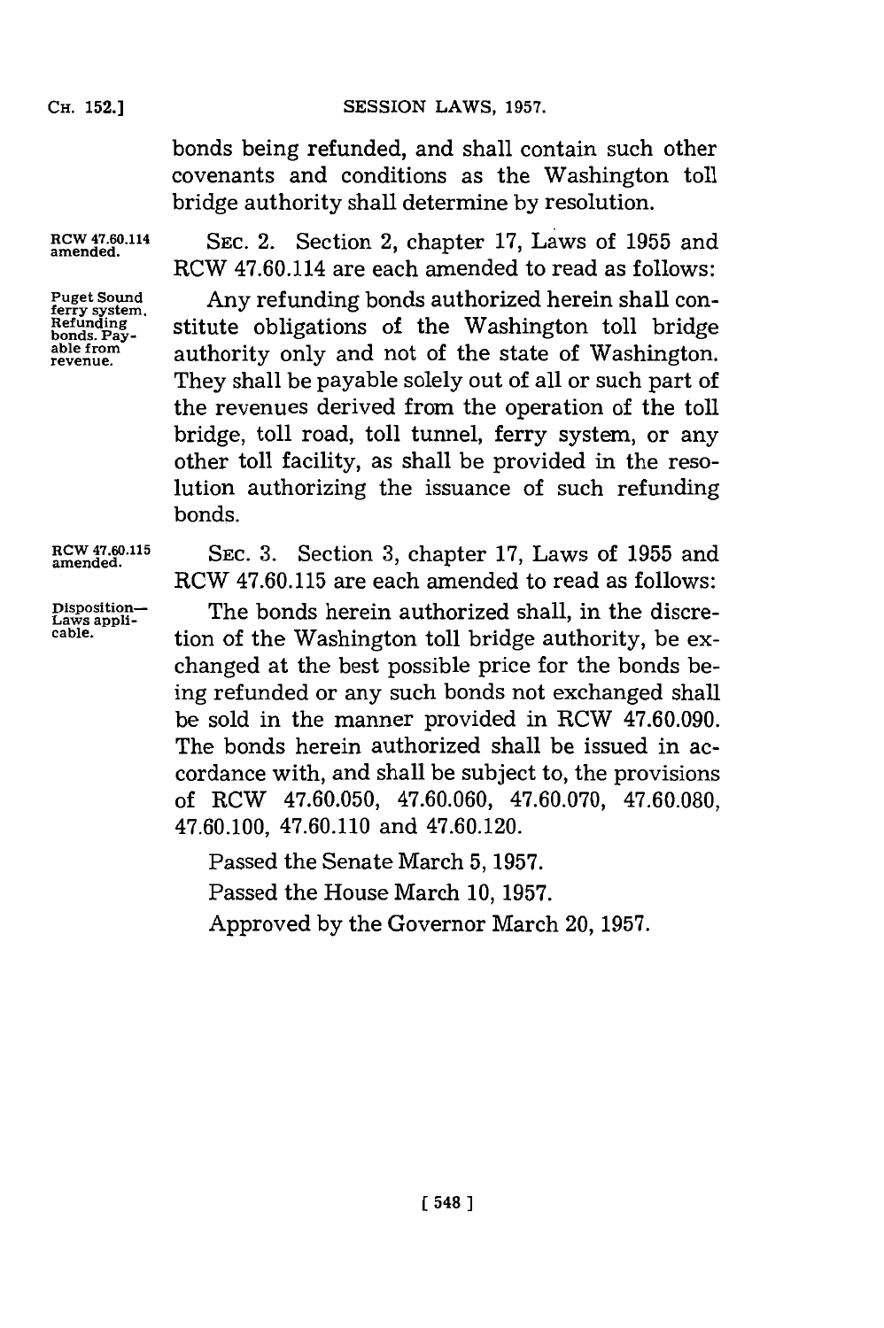bonds being refunded, and shall contain such other covenants and conditions as the Washington toll bridge authority shall determine by resolution.

RCW 47.60.114 amended.

SEC. 2. Section 2, chapter 17, Laws of 1955 and RCW 47.60.114 are each amended to read as follows:

Puget Sound ferry system. Refunding bonds. Payable from revenue.

Any refunding bonds authorized herein shall constitute obligations of the Washington toll bridge authority only and not of the state of Washington. They shall be payable solely out of all or such part of the revenues derived from the operation of the toll bridge, toll road, toll tunnel, ferry system, or any other toll facility, as shall be provided in the resolution authorizing the issuance of such refunding bonds.

RCW 47.60.115 amended.

SEC. 3. Section 3, chapter 17, Laws of 1955 and RCW 47.60.115 are each amended to read as follows:

Disposition—Laws applicable.

The bonds herein authorized shall, in the discretion of the Washington toll bridge authority, be exchanged at the best possible price for the bonds being refunded or any such bonds not exchanged shall be sold in the manner provided in RCW 47.60.090. The bonds herein authorized shall be issued in accordance with, and shall be subject to, the provisions of RCW 47.60.050, 47.60.060, 47.60.070, 47.60.080, 47.60.100, 47.60.110 and 47.60.120.

Passed the Senate March 5, 1957.

Passed the House March 10, 1957.

Approved by the Governor March 20, 1957.